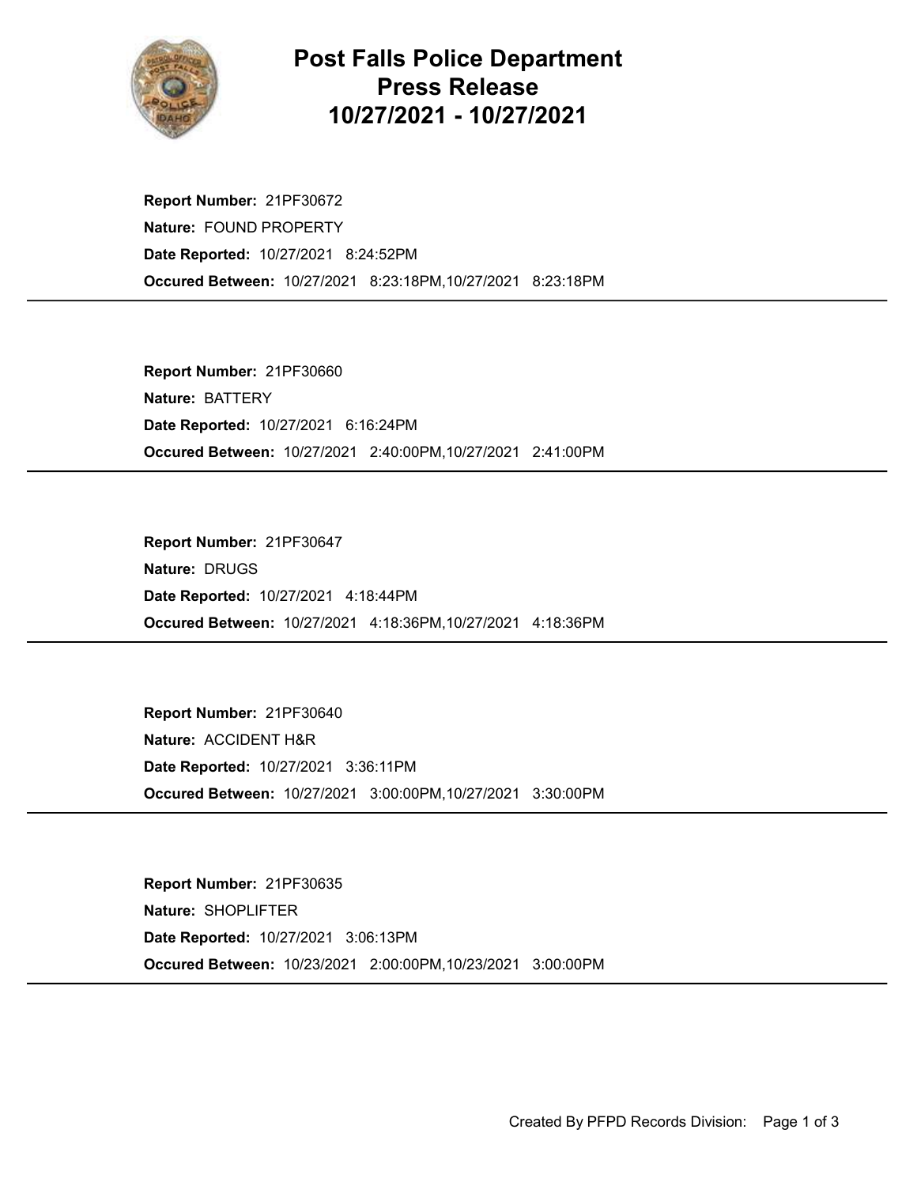# Post Falls Police Department
# Press Release
# 10/27/2021 - 10/27/2021

**Report Number:** 21PF30672
**Nature:** FOUND PROPERTY
**Date Reported:** 10/27/2021 8:24:52PM
**Occured Between:** 10/27/2021 8:23:18PM,10/27/2021 8:23:18PM

---

**Report Number:** 21PF30660
**Nature:** BATTERY
**Date Reported:** 10/27/2021 6:16:24PM
**Occured Between:** 10/27/2021 2:40:00PM,10/27/2021 2:41:00PM

---

**Report Number:** 21PF30647
**Nature:** DRUGS
**Date Reported:** 10/27/2021 4:18:44PM
**Occured Between:** 10/27/2021 4:18:36PM,10/27/2021 4:18:36PM

---

**Report Number:** 21PF30640
**Nature:** ACCIDENT H&R
**Date Reported:** 10/27/2021 3:36:11PM
**Occured Between:** 10/27/2021 3:00:00PM,10/27/2021 3:30:00PM

---

**Report Number:** 21PF30635
**Nature:** SHOPLIFTER
**Date Reported:** 10/27/2021 3:06:13PM
**Occured Between:** 10/23/2021 2:00:00PM,10/23/2021 3:00:00PM

---

Created By PFPD Records Division: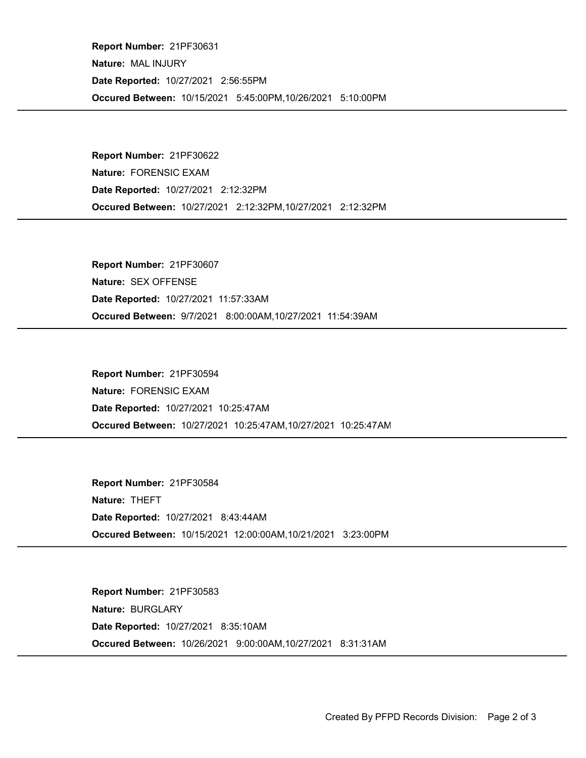**Report Number:** 21PF30631

**Nature:** MAL INJURY

**Date Reported:** 10/27/2021 2:56:55PM

**Occured Between:** 10/15/2021 5:45:00PM,10/26/2021 5:10:00PM

---

**Report Number:** 21PF30622

**Nature:** FORENSIC EXAM

**Date Reported:** 10/27/2021 2:12:32PM

**Occured Between:** 10/27/2021 2:12:32PM,10/27/2021 2:12:32PM

---

**Report Number:** 21PF30607

**Nature:** SEX OFFENSE

**Date Reported:** 10/27/2021 11:57:33AM

**Occured Between:** 9/7/2021 8:00:00AM,10/27/2021 11:54:39AM

---

**Report Number:** 21PF30594

**Nature:** FORENSIC EXAM

**Date Reported:** 10/27/2021 10:25:47AM

**Occured Between:** 10/27/2021 10:25:47AM,10/27/2021 10:25:47AM

---

**Report Number:** 21PF30584

**Nature:** THEFT

**Date Reported:** 10/27/2021 8:43:44AM

**Occured Between:** 10/15/2021 12:00:00AM,10/21/2021 3:23:00PM

---

**Report Number:** 21PF30583

**Nature:** BURGLARY

**Date Reported:** 10/27/2021 8:35:10AM

**Occured Between:** 10/26/2021 9:00:00AM,10/27/2021 8:31:31AM

---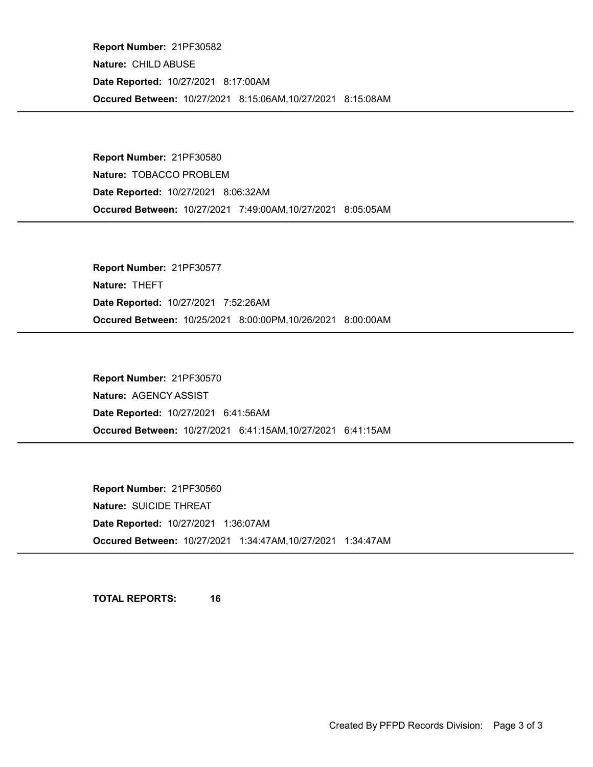**Report Number:** 21PF30582
**Nature:** CHILD ABUSE
**Date Reported:** 10/27/2021 8:17:00AM
**Occured Between:** 10/27/2021 8:15:06AM,10/27/2021 8:15:08AM

---

**Report Number:** 21PF30580
**Nature:** TOBACCO PROBLEM
**Date Reported:** 10/27/2021 8:06:32AM
**Occured Between:** 10/27/2021 7:49:00AM,10/27/2021 8:05:05AM

---

**Report Number:** 21PF30577
**Nature:** THEFT
**Date Reported:** 10/27/2021 7:52:26AM
**Occured Between:** 10/25/2021 8:00:00PM,10/26/2021 8:00:00AM

---

**Report Number:** 21PF30570
**Nature:** AGENCY ASSIST
**Date Reported:** 10/27/2021 6:41:56AM
**Occured Between:** 10/27/2021 6:41:15AM,10/27/2021 6:41:15AM

---

**Report Number:** 21PF30560
**Nature:** SUICIDE THREAT
**Date Reported:** 10/27/2021 1:36:07AM
**Occured Between:** 10/27/2021 1:34:47AM,10/27/2021 1:34:47AM

---

**TOTAL REPORTS: 16**

Created By PFPD Records Division: